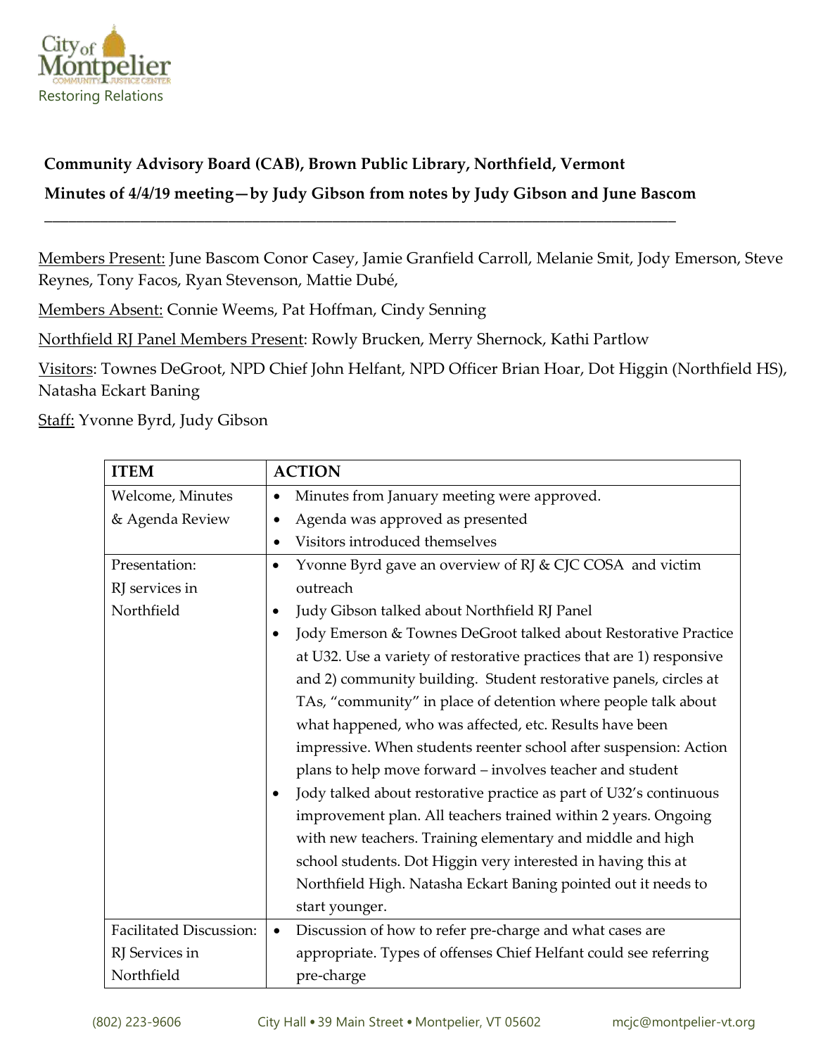City of Montpelier
COMMUNITY JUSTICE CENTER
Restoring Relations

**Community Advisory Board (CAB), Brown Public Library, Northfield, Vermont**

**Minutes of 4/4/19 meeting—by Judy Gibson from notes by Judy Gibson and June Bascom**

---

Members Present: June Bascom Conor Casey, Jamie Granfield Carroll, Melanie Smit, Jody Emerson, Steve Reynes, Tony Facos, Ryan Stevenson, Mattie Dubé,

Members Absent: Connie Weems, Pat Hoffman, Cindy Senning

Northfield RJ Panel Members Present: Rowly Brucken, Merry Shernock, Kathi Partlow

Visitors: Townes DeGroot, NPD Chief John Helfant, NPD Officer Brian Hoar, Dot Higgin (Northfield HS), Natasha Eckart Baning

Staff: Yvonne Byrd, Judy Gibson

| ITEM | ACTION |
|---|---|
| Welcome, Minutes & Agenda Review | • Minutes from January meeting were approved.<br>• Agenda was approved as presented<br>• Visitors introduced themselves |
| Presentation: RJ services in Northfield | • Yvonne Byrd gave an overview of RJ & CJC COSA and victim outreach<br>• Judy Gibson talked about Northfield RJ Panel<br>• Jody Emerson & Townes DeGroot talked about Restorative Practice at U32. Use a variety of restorative practices that are 1) responsive and 2) community building. Student restorative panels, circles at TAs, "community" in place of detention where people talk about what happened, who was affected, etc. Results have been impressive. When students reenter school after suspension: Action plans to help move forward – involves teacher and student<br>• Jody talked about restorative practice as part of U32's continuous improvement plan. All teachers trained within 2 years. Ongoing with new teachers. Training elementary and middle and high school students. Dot Higgin very interested in having this at Northfield High. Natasha Eckart Baning pointed out it needs to start younger. |
| Facilitated Discussion: RJ Services in Northfield | • Discussion of how to refer pre-charge and what cases are appropriate. Types of offenses Chief Helfant could see referring pre-charge |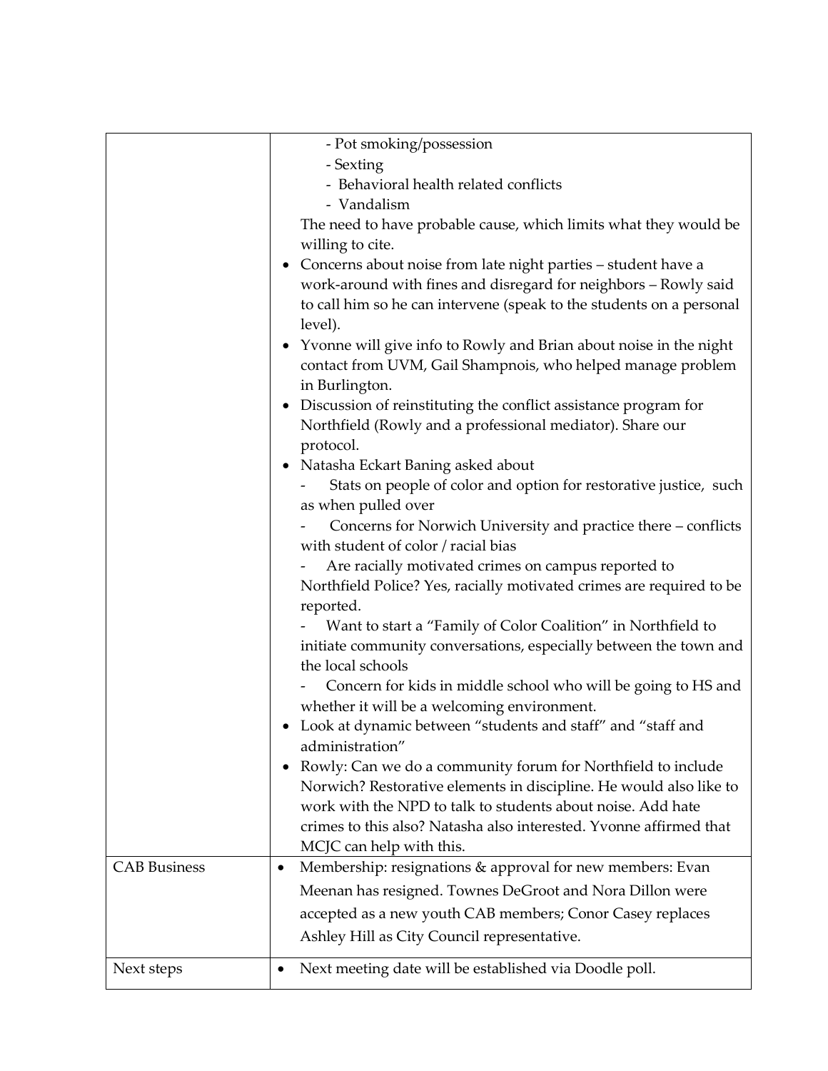| | |
|---|---|
| | - Pot smoking/possession<br>- Sexting<br>- Behavioral health related conflicts<br>- Vandalism<br>The need to have probable cause, which limits what they would be willing to cite.<br>• Concerns about noise from late night parties – student have a work-around with fines and disregard for neighbors – Rowly said to call him so he can intervene (speak to the students on a personal level).<br>• Yvonne will give info to Rowly and Brian about noise in the night contact from UVM, Gail Shampnois, who helped manage problem in Burlington.<br>• Discussion of reinstituting the conflict assistance program for Northfield (Rowly and a professional mediator). Share our protocol.<br>• Natasha Eckart Baning asked about<br>- Stats on people of color and option for restorative justice, such as when pulled over<br>- Concerns for Norwich University and practice there – conflicts with student of color / racial bias<br>- Are racially motivated crimes on campus reported to Northfield Police? Yes, racially motivated crimes are required to be reported.<br>- Want to start a "Family of Color Coalition" in Northfield to initiate community conversations, especially between the town and the local schools<br>- Concern for kids in middle school who will be going to HS and whether it will be a welcoming environment.<br>• Look at dynamic between "students and staff" and "staff and administration"<br>• Rowly: Can we do a community forum for Northfield to include Norwich? Restorative elements in discipline. He would also like to work with the NPD to talk to students about noise. Add hate crimes to this also? Natasha also interested. Yvonne affirmed that MCJC can help with this. |
| CAB Business | • Membership: resignations & approval for new members: Evan Meenan has resigned. Townes DeGroot and Nora Dillon were accepted as a new youth CAB members; Conor Casey replaces Ashley Hill as City Council representative. |
| Next steps | • Next meeting date will be established via Doodle poll. |